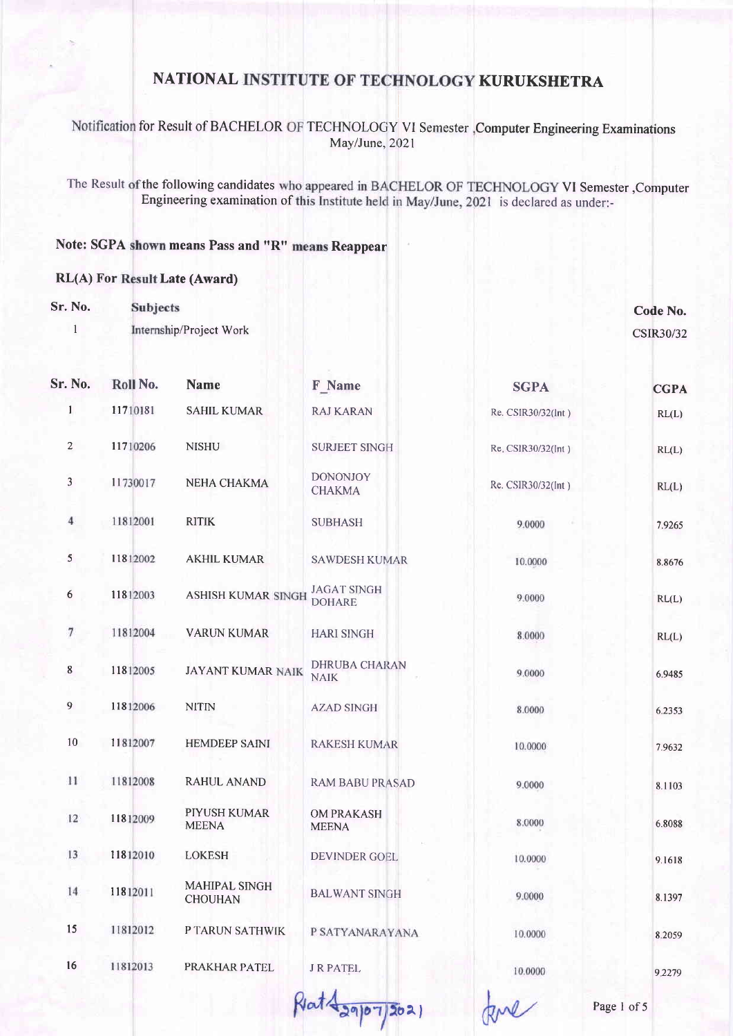# NATIONAL INSTITUTE OF TECHNOLOGY KURUKSHETRA

Notification for Result of BACHELOR OF TECHNOLOGY VI Semester ,Computer Engineering Examinations May/June, 2021

The Result of the following candidates who appeared in BACHELOR OF TECHNOLOGY VI Semester ,Computer Engineering examination of this Institute held in May/June, 2021 is declared as under:-

**Note: SGPA shown means Pass and "R" means Reappear**

**RL(A) For Result Late (Award)**

| Sr. No. | Subjects | Code No. |
|---|---|---|
| 1 | Internship/Project Work | CSIR30/32 |

| Sr. No. | Roll No. | Name | F_Name | SGPA | CGPA |
|---|---|---|---|---|---|
| 1 | 11710181 | SAHIL KUMAR | RAJ KARAN | Re. CSIR30/32(Int ) | RL(L) |
| 2 | 11710206 | NISHU | SURJEET SINGH | Re. CSIR30/32(Int ) | RL(L) |
| 3 | 11730017 | NEHA CHAKMA | DONONJOY CHAKMA | Re. CSIR30/32(Int ) | RL(L) |
| 4 | 11812001 | RITIK | SUBHASH | 9.0000 | 7.9265 |
| 5 | 11812002 | AKHIL KUMAR | SAWDESH KUMAR | 10.0000 | 8.8676 |
| 6 | 11812003 | ASHISH KUMAR SINGH | JAGAT SINGH DOHARE | 9.0000 | RL(L) |
| 7 | 11812004 | VARUN KUMAR | HARI SINGH | 8.0000 | RL(L) |
| 8 | 11812005 | JAYANT KUMAR NAIK | DHRUBA CHARAN NAIK | 9.0000 | 6.9485 |
| 9 | 11812006 | NITIN | AZAD SINGH | 8.0000 | 6.2353 |
| 10 | 11812007 | HEMDEEP SAINI | RAKESH KUMAR | 10.0000 | 7.9632 |
| 11 | 11812008 | RAHUL ANAND | RAM BABU PRASAD | 9.0000 | 8.1103 |
| 12 | 11812009 | PIYUSH KUMAR MEENA | OM PRAKASH MEENA | 8.0000 | 6.8088 |
| 13 | 11812010 | LOKESH | DEVINDER GOEL | 10.0000 | 9.1618 |
| 14 | 11812011 | MAHIPAL SINGH CHOUHAN | BALWANT SINGH | 9.0000 | 8.1397 |
| 15 | 11812012 | P TARUN SATHWIK | P SATYANARAYANA | 10.0000 | 8.2059 |
| 16 | 11812013 | PRAKHAR PATEL | J R PATEL | 10.0000 | 9.2279 |

Rat 29/07/2021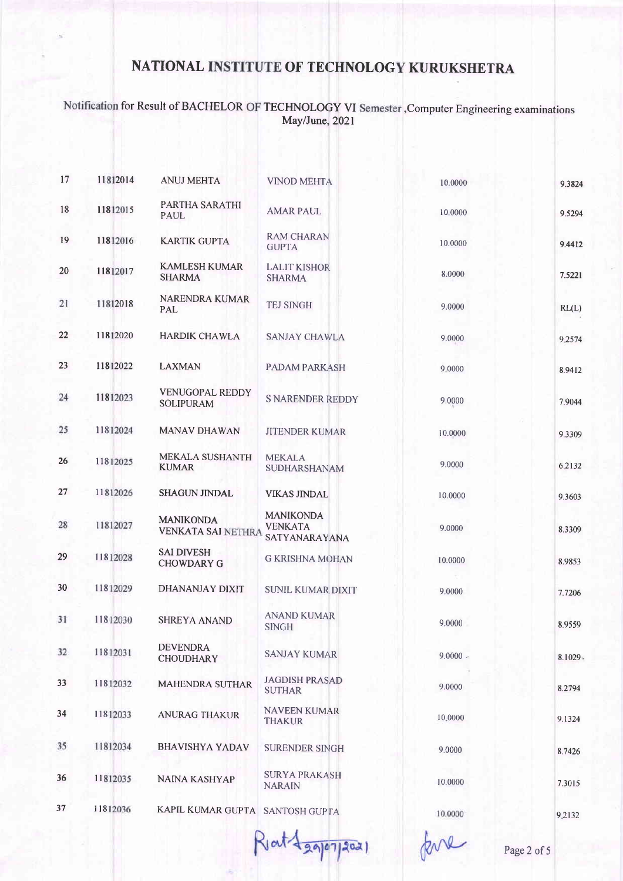# NATIONAL INSTITUTE OF TECHNOLOGY KURUKSHETRA

Notification for Result of BACHELOR OF TECHNOLOGY VI Semester ,Computer Engineering examinations May/June, 2021

| | | | | | |
|---|---|---|---|---|---|
| 17 | 11812014 | ANUJ MEHTA | VINOD MEHTA | 10.0000 | 9.3824 |
| 18 | 11812015 | PARTHA SARATHI PAUL | AMAR PAUL | 10.0000 | 9.5294 |
| 19 | 11812016 | KARTIK GUPTA | RAM CHARAN GUPTA | 10.0000 | 9.4412 |
| 20 | 11812017 | KAMLESH KUMAR SHARMA | LALIT KISHOR SHARMA | 8.0000 | 7.5221 |
| 21 | 11812018 | NARENDRA KUMAR PAL | TEJ SINGH | 9.0000 | RL(L) |
| 22 | 11812020 | HARDIK CHAWLA | SANJAY CHAWLA | 9.0000 | 9.2574 |
| 23 | 11812022 | LAXMAN | PADAM PARKASH | 9.0000 | 8.9412 |
| 24 | 11812023 | VENUGOPAL REDDY SOLIPURAM | S NARENDER REDDY | 9.0000 | 7.9044 |
| 25 | 11812024 | MANAV DHAWAN | JITENDER KUMAR | 10.0000 | 9.3309 |
| 26 | 11812025 | MEKALA SUSHANTH KUMAR | MEKALA SUDHARSHANAM | 9.0000 | 6.2132 |
| 27 | 11812026 | SHAGUN JINDAL | VIKAS JINDAL | 10.0000 | 9.3603 |
| 28 | 11812027 | MANIKONDA VENKATA SAI NETHRA | MANIKONDA VENKATA SATYANARAYANA | 9.0000 | 8.3309 |
| 29 | 11812028 | SAI DIVESH CHOWDARY G | G KRISHNA MOHAN | 10.0000 | 8.9853 |
| 30 | 11812029 | DHANANJAY DIXIT | SUNIL KUMAR DIXIT | 9.0000 | 7.7206 |
| 31 | 11812030 | SHREYA ANAND | ANAND KUMAR SINGH | 9.0000 | 8.9559 |
| 32 | 11812031 | DEVENDRA CHOUDHARY | SANJAY KUMAR | 9.0000 | 8.1029 |
| 33 | 11812032 | MAHENDRA SUTHAR | JAGDISH PRASAD SUTHAR | 9.0000 | 8.2794 |
| 34 | 11812033 | ANURAG THAKUR | NAVEEN KUMAR THAKUR | 10.0000 | 9.1324 |
| 35 | 11812034 | BHAVISHYA YADAV | SURENDER SINGH | 9.0000 | 8.7426 |
| 36 | 11812035 | NAINA KASHYAP | SURYA PRAKASH NARAIN | 10.0000 | 7.3015 |
| 37 | 11812036 | KAPIL KUMAR GUPTA | SANTOSH GUPTA | 10.0000 | 9.2132 |

Riat 29/07/2021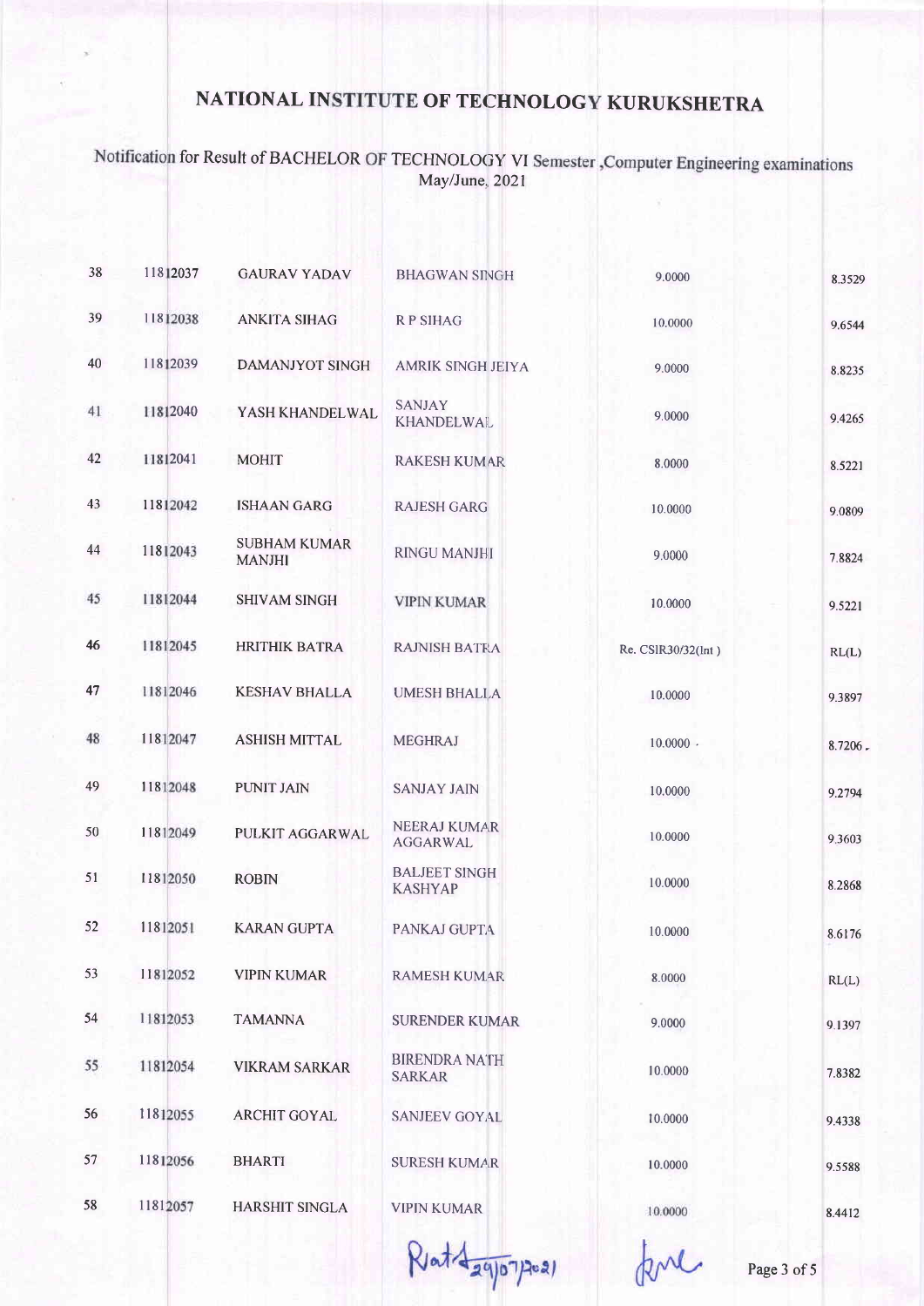# NATIONAL INSTITUTE OF TECHNOLOGY KURUKSHETRA

Notification for Result of BACHELOR OF TECHNOLOGY VI Semester ,Computer Engineering examinations May/June, 2021

| | | | | | |
|---|---|---|---|---|---|
| 38 | 11812037 | GAURAV YADAV | BHAGWAN SINGH | 9.0000 | 8.3529 |
| 39 | 11812038 | ANKITA SIHAG | R P SIHAG | 10.0000 | 9.6544 |
| 40 | 11812039 | DAMANJYOT SINGH | AMRIK SINGH JEIYA | 9.0000 | 8.8235 |
| 41 | 11812040 | YASH KHANDELWAL | SANJAY KHANDELWAL | 9.0000 | 9.4265 |
| 42 | 11812041 | MOHIT | RAKESH KUMAR | 8.0000 | 8.5221 |
| 43 | 11812042 | ISHAAN GARG | RAJESH GARG | 10.0000 | 9.0809 |
| 44 | 11812043 | SUBHAM KUMAR MANJHI | RINGU MANJHI | 9.0000 | 7.8824 |
| 45 | 11812044 | SHIVAM SINGH | VIPIN KUMAR | 10.0000 | 9.5221 |
| 46 | 11812045 | HRITHIK BATRA | RAJNISH BATRA | Re. CSIR30/32(Int ) | RL(L) |
| 47 | 11812046 | KESHAV BHALLA | UMESH BHALLA | 10.0000 | 9.3897 |
| 48 | 11812047 | ASHISH MITTAL | MEGHRAJ | 10.0000 | 8.7206 |
| 49 | 11812048 | PUNIT JAIN | SANJAY JAIN | 10.0000 | 9.2794 |
| 50 | 11812049 | PULKIT AGGARWAL | NEERAJ KUMAR AGGARWAL | 10.0000 | 9.3603 |
| 51 | 11812050 | ROBIN | BALJEET SINGH KASHYAP | 10.0000 | 8.2868 |
| 52 | 11812051 | KARAN GUPTA | PANKAJ GUPTA | 10.0000 | 8.6176 |
| 53 | 11812052 | VIPIN KUMAR | RAMESH KUMAR | 8.0000 | RL(L) |
| 54 | 11812053 | TAMANNA | SURENDER KUMAR | 9.0000 | 9.1397 |
| 55 | 11812054 | VIKRAM SARKAR | BIRENDRA NATH SARKAR | 10.0000 | 7.8382 |
| 56 | 11812055 | ARCHIT GOYAL | SANJEEV GOYAL | 10.0000 | 9.4338 |
| 57 | 11812056 | BHARTI | SURESH KUMAR | 10.0000 | 9.5588 |
| 58 | 11812057 | HARSHIT SINGLA | VIPIN KUMAR | 10.0000 | 8.4412 |

Rat 29/07/2021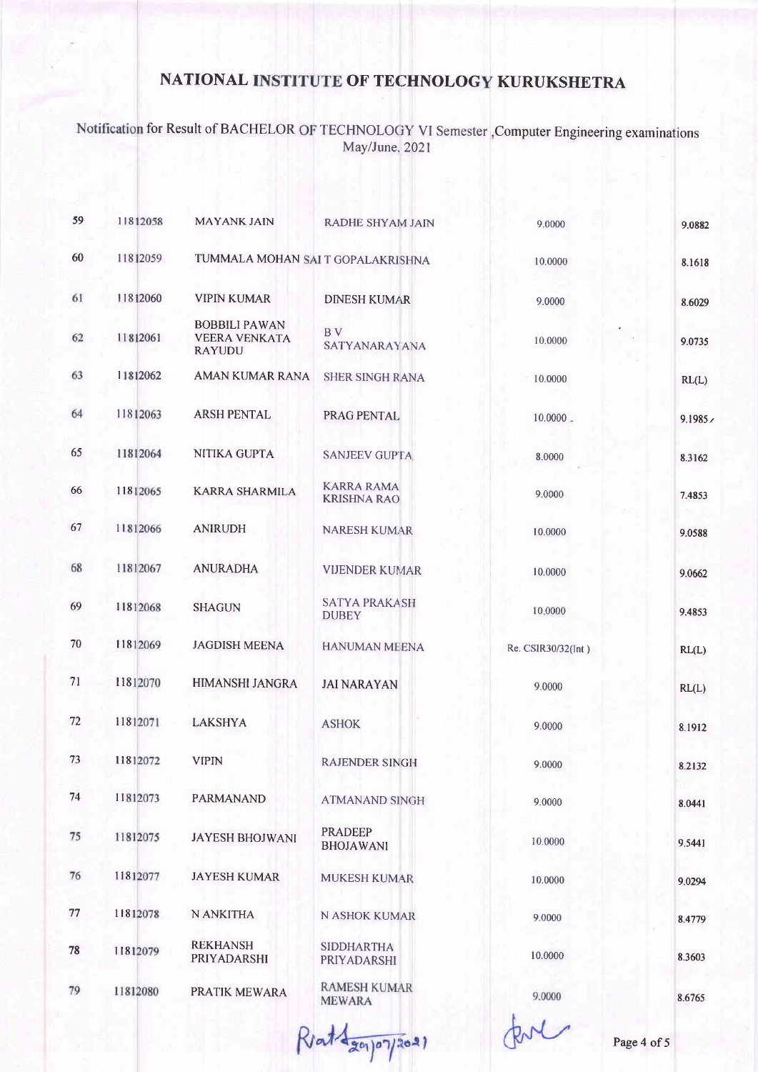# NATIONAL INSTITUTE OF TECHNOLOGY KURUKSHETRA

Notification for Result of BACHELOR OF TECHNOLOGY VI Semester ,Computer Engineering examinations May/June, 2021

| | | | | | |
|---|---|---|---|---|---|
| 59 | 11812058 | MAYANK JAIN | RADHE SHYAM JAIN | 9.0000 | 9.0882 |
| 60 | 11812059 | TUMMALA MOHAN SAI | T GOPALAKRISHNA | 10.0000 | 8.1618 |
| 61 | 11812060 | VIPIN KUMAR | DINESH KUMAR | 9.0000 | 8.6029 |
| 62 | 11812061 | BOBBILI PAWAN VEERA VENKATA RAYUDU | B V SATYANARAYANA | 10.0000 | 9.0735 |
| 63 | 11812062 | AMAN KUMAR RANA | SHER SINGH RANA | 10.0000 | RL(L) |
| 64 | 11812063 | ARSH PENTAL | PRAG PENTAL | 10.0000 | 9.1985 |
| 65 | 11812064 | NITIKA GUPTA | SANJEEV GUPTA | 8.0000 | 8.3162 |
| 66 | 11812065 | KARRA SHARMILA | KARRA RAMA KRISHNA RAO | 9.0000 | 7.4853 |
| 67 | 11812066 | ANIRUDH | NARESH KUMAR | 10.0000 | 9.0588 |
| 68 | 11812067 | ANURADHA | VIJENDER KUMAR | 10.0000 | 9.0662 |
| 69 | 11812068 | SHAGUN | SATYA PRAKASH DUBEY | 10.0000 | 9.4853 |
| 70 | 11812069 | JAGDISH MEENA | HANUMAN MEENA | Re. CSIR30/32(Int ) | RL(L) |
| 71 | 11812070 | HIMANSHI JANGRA | JAI NARAYAN | 9.0000 | RL(L) |
| 72 | 11812071 | LAKSHYA | ASHOK | 9.0000 | 8.1912 |
| 73 | 11812072 | VIPIN | RAJENDER SINGH | 9.0000 | 8.2132 |
| 74 | 11812073 | PARMANAND | ATMANAND SINGH | 9.0000 | 8.0441 |
| 75 | 11812075 | JAYESH BHOJWANI | PRADEEP BHOJAWANI | 10.0000 | 9.5441 |
| 76 | 11812077 | JAYESH KUMAR | MUKESH KUMAR | 10.0000 | 9.0294 |
| 77 | 11812078 | N ANKITHA | N ASHOK KUMAR | 9.0000 | 8.4779 |
| 78 | 11812079 | REKHANSH PRIYADARSHI | SIDDHARTHA PRIYADARSHI | 10.0000 | 8.3603 |
| 79 | 11812080 | PRATIK MEWARA | RAMESH KUMAR MEWARA | 9.0000 | 8.6765 |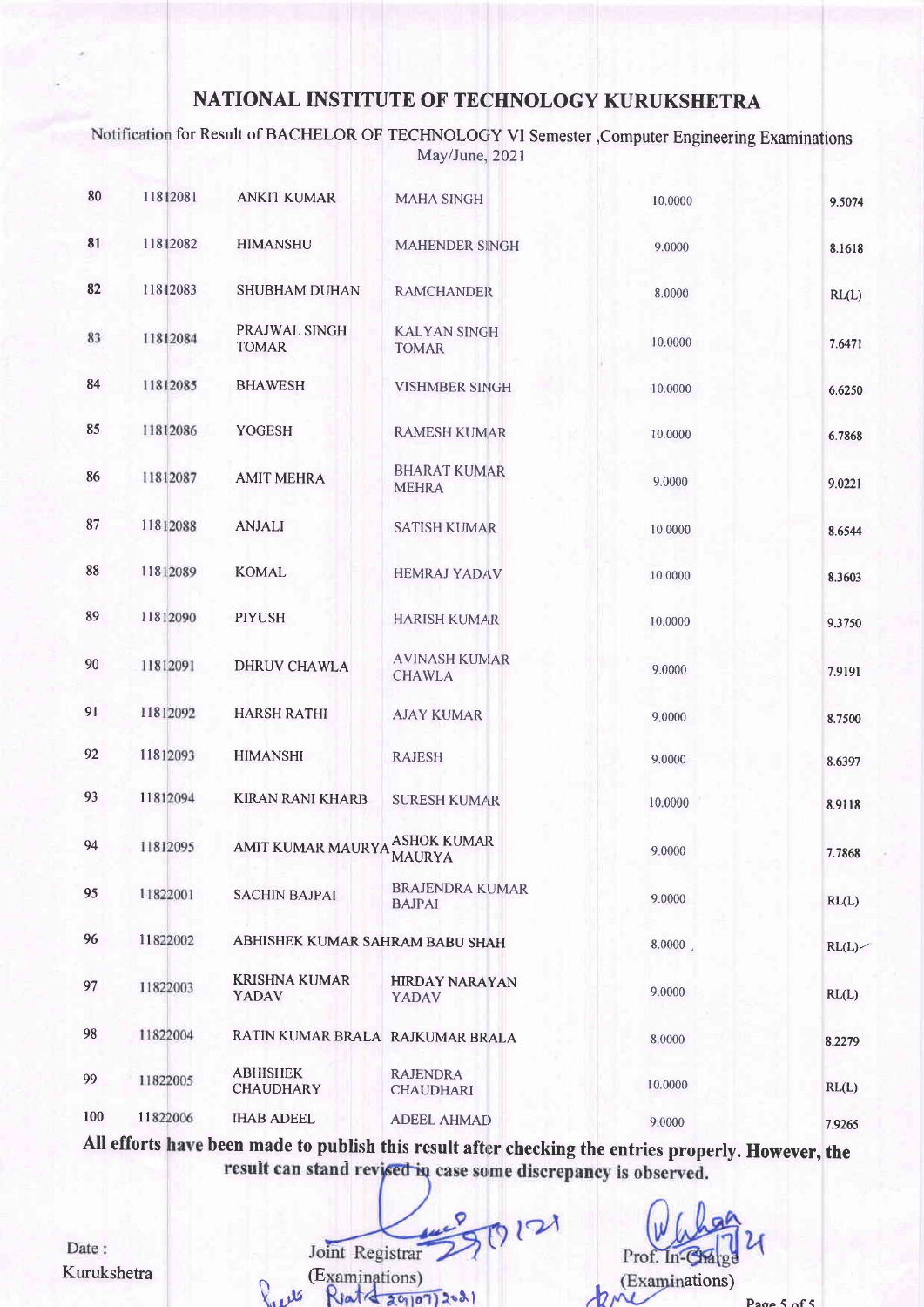# NATIONAL INSTITUTE OF TECHNOLOGY KURUKSHETRA

Notification for Result of BACHELOR OF TECHNOLOGY VI Semester ,Computer Engineering Examinations May/June, 2021

| | | | | | |
|---|---|---|---|---|---|
| 80 | 11812081 | ANKIT KUMAR | MAHA SINGH | 10.0000 | 9.5074 |
| 81 | 11812082 | HIMANSHU | MAHENDER SINGH | 9.0000 | 8.1618 |
| 82 | 11812083 | SHUBHAM DUHAN | RAMCHANDER | 8.0000 | RL(L) |
| 83 | 11812084 | PRAJWAL SINGH TOMAR | KALYAN SINGH TOMAR | 10.0000 | 7.6471 |
| 84 | 11812085 | BHAWESH | VISHMBER SINGH | 10.0000 | 6.6250 |
| 85 | 11812086 | YOGESH | RAMESH KUMAR | 10.0000 | 6.7868 |
| 86 | 11812087 | AMIT MEHRA | BHARAT KUMAR MEHRA | 9.0000 | 9.0221 |
| 87 | 11812088 | ANJALI | SATISH KUMAR | 10.0000 | 8.6544 |
| 88 | 11812089 | KOMAL | HEMRAJ YADAV | 10.0000 | 8.3603 |
| 89 | 11812090 | PIYUSH | HARISH KUMAR | 10.0000 | 9.3750 |
| 90 | 11812091 | DHRUV CHAWLA | AVINASH KUMAR CHAWLA | 9.0000 | 7.9191 |
| 91 | 11812092 | HARSH RATHI | AJAY KUMAR | 9.0000 | 8.7500 |
| 92 | 11812093 | HIMANSHI | RAJESH | 9.0000 | 8.6397 |
| 93 | 11812094 | KIRAN RANI KHARB | SURESH KUMAR | 10.0000 | 8.9118 |
| 94 | 11812095 | AMIT KUMAR MAURYA | ASHOK KUMAR MAURYA | 9.0000 | 7.7868 |
| 95 | 11822001 | SACHIN BAJPAI | BRAJENDRA KUMAR BAJPAI | 9.0000 | RL(L) |
| 96 | 11822002 | ABHISHEK KUMAR SAH | RAM BABU SHAH | 8.0000 | RL(L) |
| 97 | 11822003 | KRISHNA KUMAR YADAV | HIRDAY NARAYAN YADAV | 9.0000 | RL(L) |
| 98 | 11822004 | RATIN KUMAR BRALA | RAJKUMAR BRALA | 8.0000 | 8.2279 |
| 99 | 11822005 | ABHISHEK CHAUDHARY | RAJENDRA CHAUDHARI | 10.0000 | RL(L) |
| 100 | 11822006 | IHAB ADEEL | ADEEL AHMAD | 9.0000 | 7.9265 |

**All efforts have been made to publish this result after checking the entries properly. However, the result can stand revised in case some discrepancy is observed.**

Date :
Kurukshetra

Joint Registrar
(Examinations)

Prof. In-Charge
(Examinations)